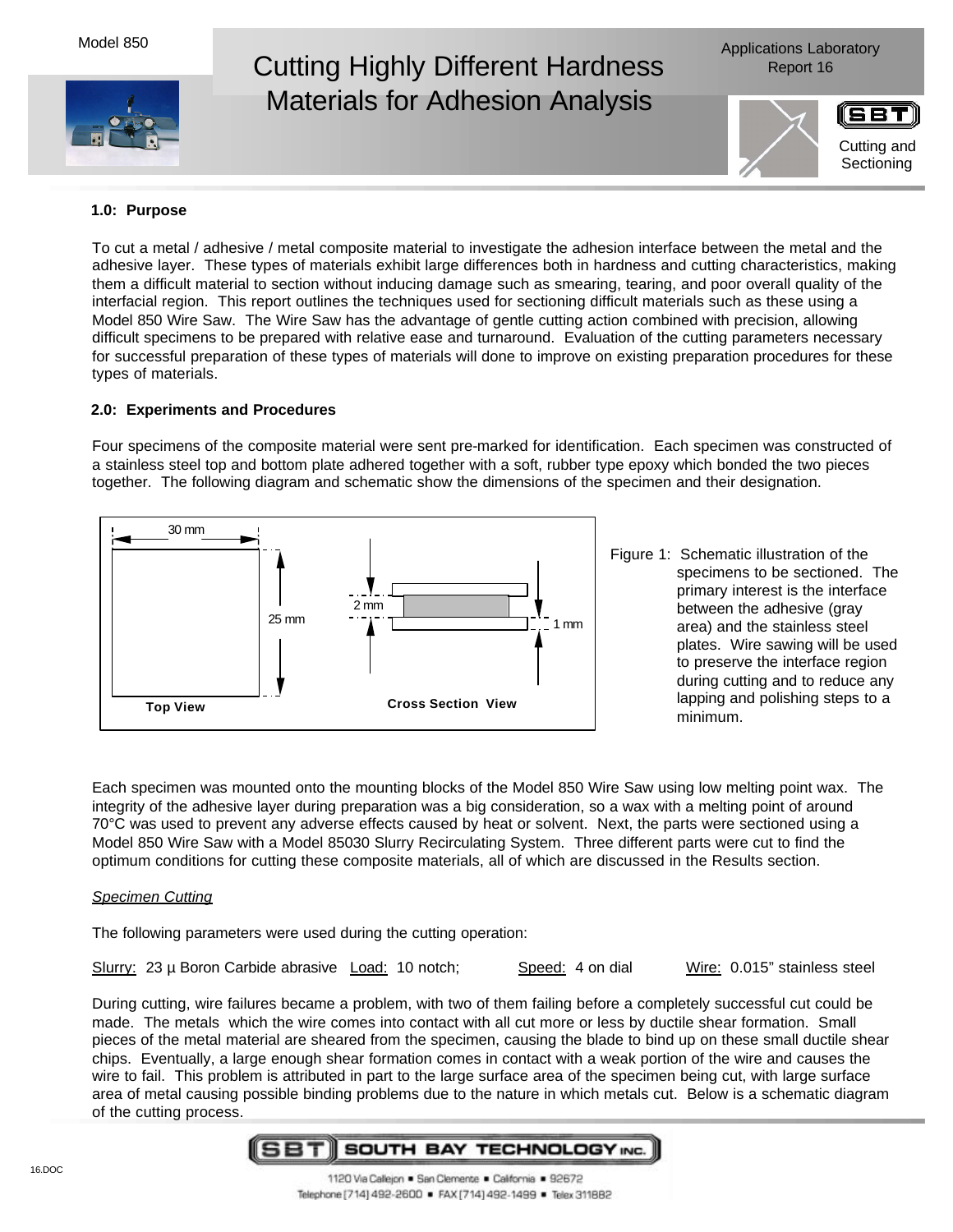Model 850

# Cutting Highly Different Hardness Materials for Adhesion Analysis

Applications Laboratory Report 16

Cutting and Sectioning

## 1.0: Purpose

To cut a metal / adhesive / metal composite material to investigate the adhesion interface between the metal and the adhesive layer. These types of materials exhibit large differences both in hardness and cutting characteristics, making them a difficult material to section without inducing damage such as smearing, tearing, and poor overall quality of the interfacial region. This report outlines the techniques used for sectioning difficult materials such as these using a Model 850 Wire Saw. The Wire Saw has the advantage of gentle cutting action combined with precision, allowing difficult specimens to be prepared with relative ease and turnaround. Evaluation of the cutting parameters necessary for successful preparation of these types of materials will done to improve on existing preparation procedures for these types of materials.

## 2.0: Experiments and Procedures

Four specimens of the composite material were sent pre-marked for identification. Each specimen was constructed of a stainless steel top and bottom plate adhered together with a soft, rubber type epoxy which bonded the two pieces together. The following diagram and schematic show the dimensions of the specimen and their designation.

30 mm | 25 mm | Top View | 2 mm | 1 mm | Cross Section View

Figure 1: Schematic illustration of the specimens to be sectioned. The primary interest is the interface between the adhesive (gray area) and the stainless steel plates. Wire sawing will be used to preserve the interface region during cutting and to reduce any lapping and polishing steps to a minimum.

Each specimen was mounted onto the mounting blocks of the Model 850 Wire Saw using low melting point wax. The integrity of the adhesive layer during preparation was a big consideration, so a wax with a melting point of around 70°C was used to prevent any adverse effects caused by heat or solvent. Next, the parts were sectioned using a Model 850 Wire Saw with a Model 85030 Slurry Recirculating System. Three different parts were cut to find the optimum conditions for cutting these composite materials, all of which are discussed in the Results section.

*Specimen Cutting*

The following parameters were used during the cutting operation:

Slurry: 23 µ Boron Carbide abrasive  Load: 10 notch;  Speed: 4 on dial  Wire: 0.015” stainless steel

During cutting, wire failures became a problem, with two of them failing before a completely successful cut could be made. The metals which the wire comes into contact with all cut more or less by ductile shear formation. Small pieces of the metal material are sheared from the specimen, causing the blade to bind up on these small ductile shear chips. Eventually, a large enough shear formation comes in contact with a weak portion of the wire and causes the wire to fail. This problem is attributed in part to the large surface area of the specimen being cut, with large surface area of metal causing possible binding problems due to the nature in which metals cut. Below is a schematic diagram of the cutting process.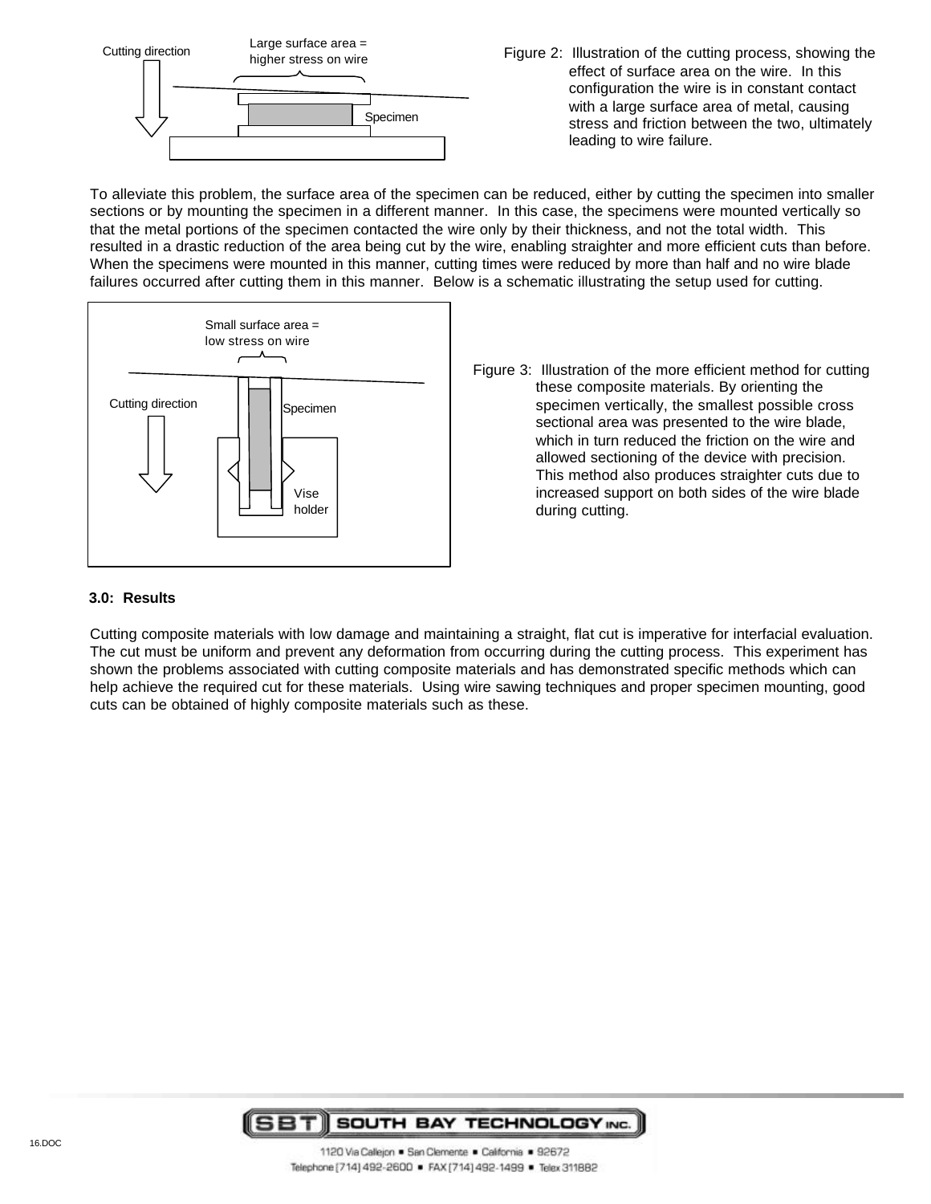Cutting direction

Large surface area = higher stress on wire

Specimen

Figure 2: Illustration of the cutting process, showing the effect of surface area on the wire. In this configuration the wire is in constant contact with a large surface area of metal, causing stress and friction between the two, ultimately leading to wire failure.

To alleviate this problem, the surface area of the specimen can be reduced, either by cutting the specimen into smaller sections or by mounting the specimen in a different manner. In this case, the specimens were mounted vertically so that the metal portions of the specimen contacted the wire only by their thickness, and not the total width. This resulted in a drastic reduction of the area being cut by the wire, enabling straighter and more efficient cuts than before. When the specimens were mounted in this manner, cutting times were reduced by more than half and no wire blade failures occurred after cutting them in this manner. Below is a schematic illustrating the setup used for cutting.

Small surface area = low stress on wire

Cutting direction

Specimen

Vise holder

Figure 3: Illustration of the more efficient method for cutting these composite materials. By orienting the specimen vertically, the smallest possible cross sectional area was presented to the wire blade, which in turn reduced the friction on the wire and allowed sectioning of the device with precision. This method also produces straighter cuts due to increased support on both sides of the wire blade during cutting.

### 3.0: Results

Cutting composite materials with low damage and maintaining a straight, flat cut is imperative for interfacial evaluation. The cut must be uniform and prevent any deformation from occurring during the cutting process. This experiment has shown the problems associated with cutting composite materials and has demonstrated specific methods which can help achieve the required cut for these materials. Using wire sawing techniques and proper specimen mounting, good cuts can be obtained of highly composite materials such as these.